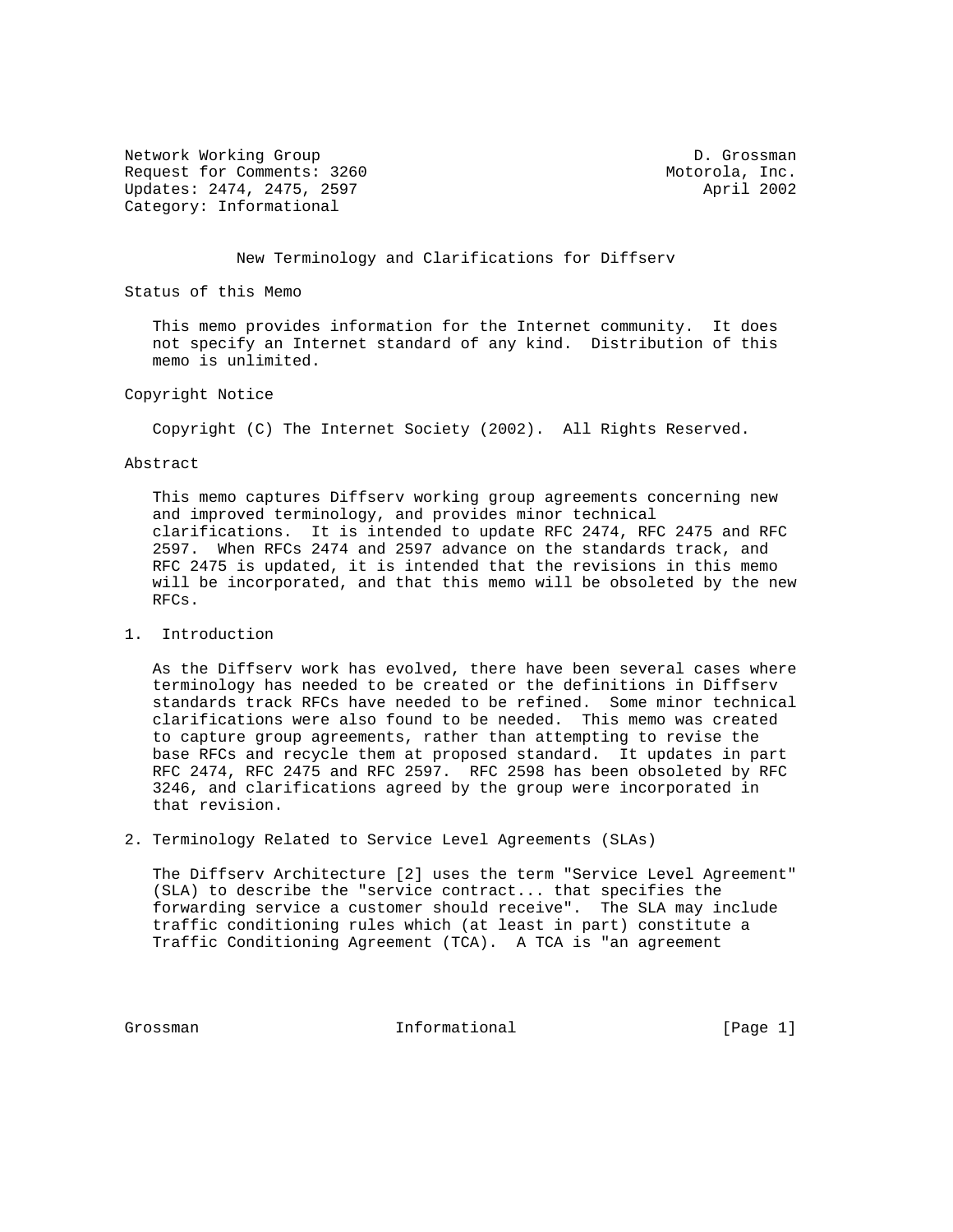Network Working Group D. Grossman
Request for Comments: 3260 Motorola, Inc.
Updates: 2474, 2475, 2597 April 2002
Category: Informational

# New Terminology and Clarifications for Diffserv

## Status of this Memo

This memo provides information for the Internet community. It does not specify an Internet standard of any kind. Distribution of this memo is unlimited.

## Copyright Notice

Copyright (C) The Internet Society (2002). All Rights Reserved.

## Abstract

This memo captures Diffserv working group agreements concerning new and improved terminology, and provides minor technical clarifications. It is intended to update RFC 2474, RFC 2475 and RFC 2597. When RFCs 2474 and 2597 advance on the standards track, and RFC 2475 is updated, it is intended that the revisions in this memo will be incorporated, and that this memo will be obsoleted by the new RFCs.

## 1. Introduction

As the Diffserv work has evolved, there have been several cases where terminology has needed to be created or the definitions in Diffserv standards track RFCs have needed to be refined. Some minor technical clarifications were also found to be needed. This memo was created to capture group agreements, rather than attempting to revise the base RFCs and recycle them at proposed standard. It updates in part RFC 2474, RFC 2475 and RFC 2597. RFC 2598 has been obsoleted by RFC 3246, and clarifications agreed by the group were incorporated in that revision.

## 2. Terminology Related to Service Level Agreements (SLAs)

The Diffserv Architecture [2] uses the term "Service Level Agreement" (SLA) to describe the "service contract... that specifies the forwarding service a customer should receive". The SLA may include traffic conditioning rules which (at least in part) constitute a Traffic Conditioning Agreement (TCA). A TCA is "an agreement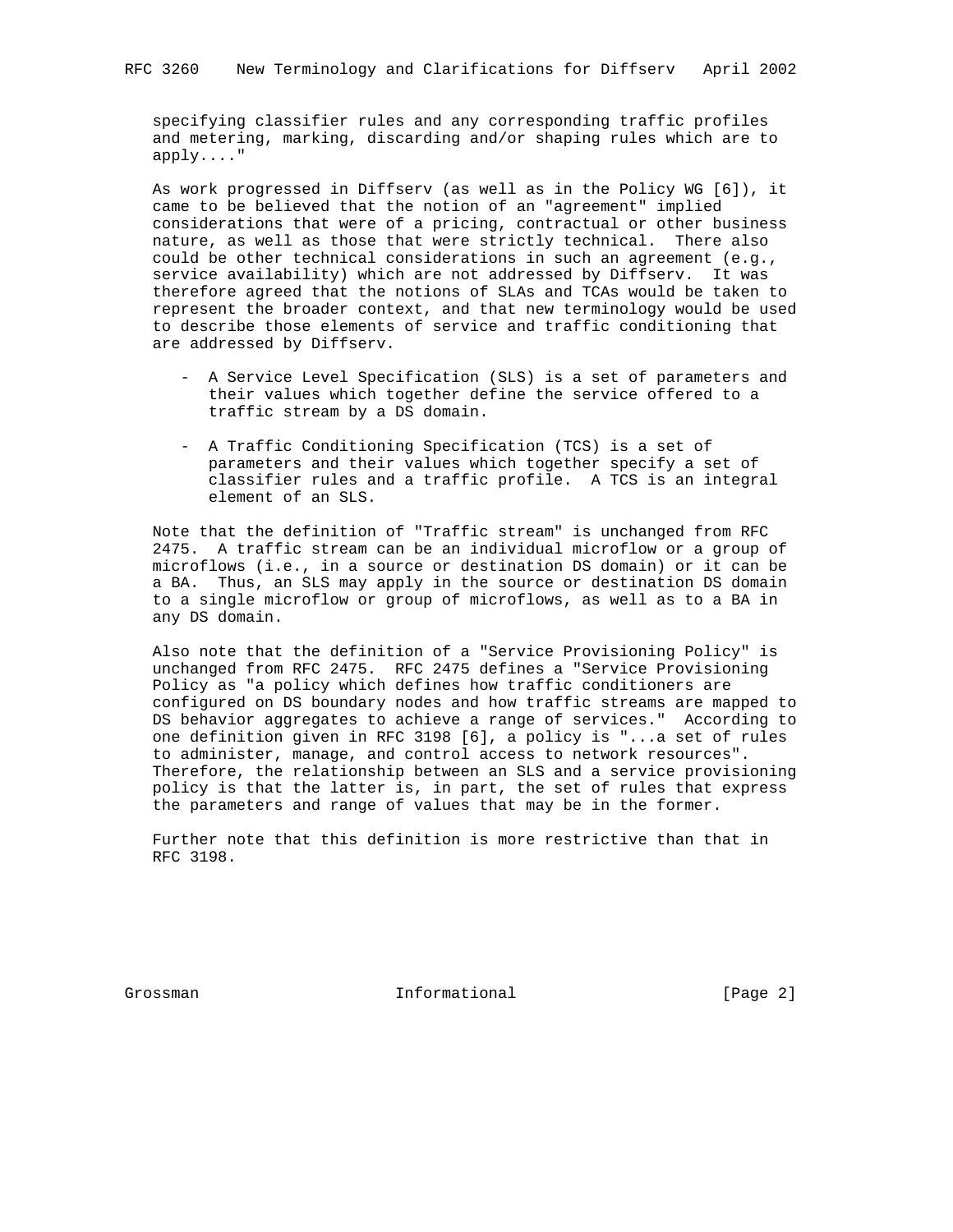specifying classifier rules and any corresponding traffic profiles and metering, marking, discarding and/or shaping rules which are to apply...."

As work progressed in Diffserv (as well as in the Policy WG [6]), it came to be believed that the notion of an "agreement" implied considerations that were of a pricing, contractual or other business nature, as well as those that were strictly technical. There also could be other technical considerations in such an agreement (e.g., service availability) which are not addressed by Diffserv. It was therefore agreed that the notions of SLAs and TCAs would be taken to represent the broader context, and that new terminology would be used to describe those elements of service and traffic conditioning that are addressed by Diffserv.

- A Service Level Specification (SLS) is a set of parameters and their values which together define the service offered to a traffic stream by a DS domain.

- A Traffic Conditioning Specification (TCS) is a set of parameters and their values which together specify a set of classifier rules and a traffic profile. A TCS is an integral element of an SLS.

Note that the definition of "Traffic stream" is unchanged from RFC 2475. A traffic stream can be an individual microflow or a group of microflows (i.e., in a source or destination DS domain) or it can be a BA. Thus, an SLS may apply in the source or destination DS domain to a single microflow or group of microflows, as well as to a BA in any DS domain.

Also note that the definition of a "Service Provisioning Policy" is unchanged from RFC 2475. RFC 2475 defines a "Service Provisioning Policy as "a policy which defines how traffic conditioners are configured on DS boundary nodes and how traffic streams are mapped to DS behavior aggregates to achieve a range of services." According to one definition given in RFC 3198 [6], a policy is "...a set of rules to administer, manage, and control access to network resources". Therefore, the relationship between an SLS and a service provisioning policy is that the latter is, in part, the set of rules that express the parameters and range of values that may be in the former.

Further note that this definition is more restrictive than that in RFC 3198.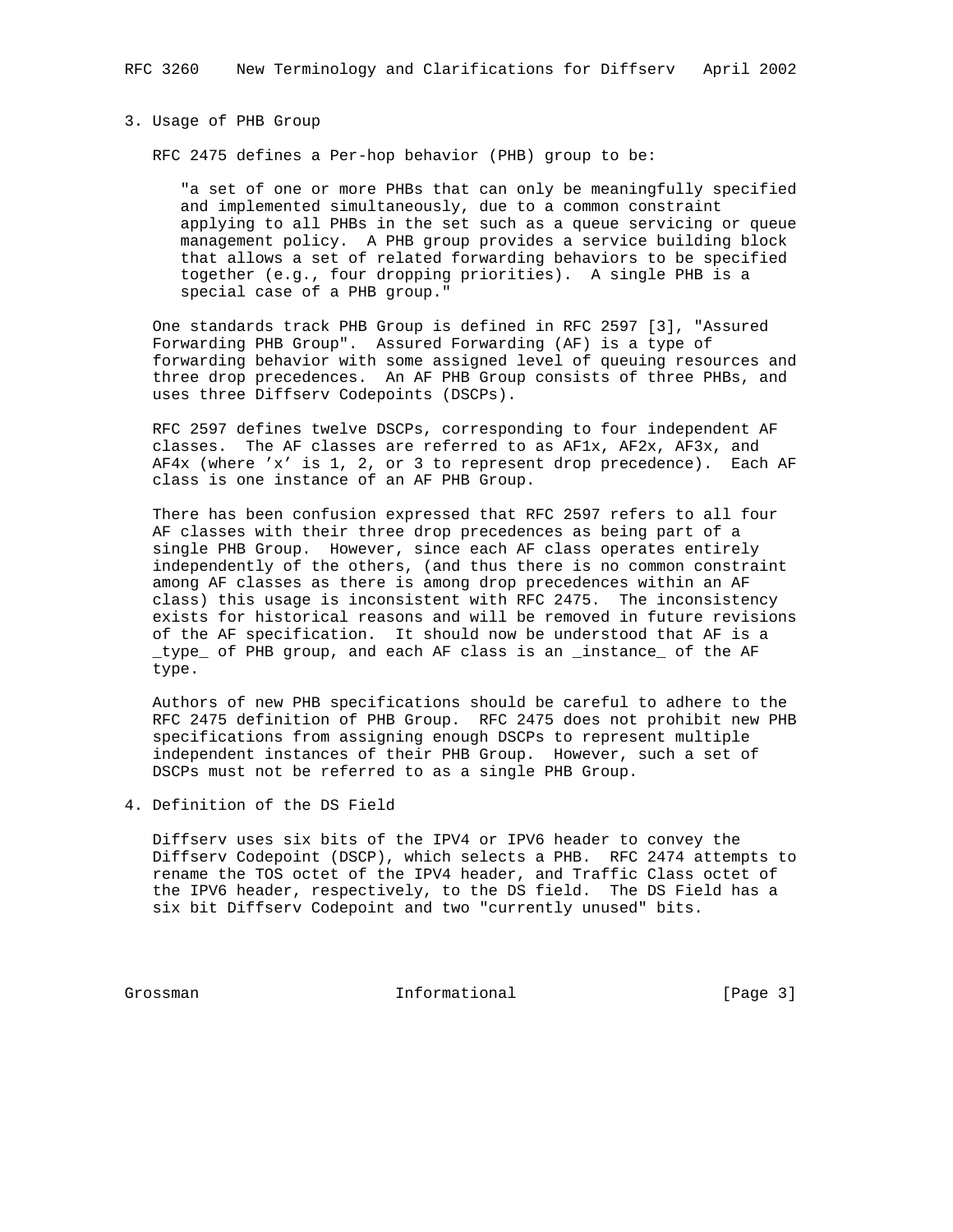## 3. Usage of PHB Group

RFC 2475 defines a Per-hop behavior (PHB) group to be:

> "a set of one or more PHBs that can only be meaningfully specified and implemented simultaneously, due to a common constraint applying to all PHBs in the set such as a queue servicing or queue management policy. A PHB group provides a service building block that allows a set of related forwarding behaviors to be specified together (e.g., four dropping priorities). A single PHB is a special case of a PHB group."

One standards track PHB Group is defined in RFC 2597 [3], "Assured Forwarding PHB Group". Assured Forwarding (AF) is a type of forwarding behavior with some assigned level of queuing resources and three drop precedences. An AF PHB Group consists of three PHBs, and uses three Diffserv Codepoints (DSCPs).

RFC 2597 defines twelve DSCPs, corresponding to four independent AF classes. The AF classes are referred to as AF1x, AF2x, AF3x, and AF4x (where 'x' is 1, 2, or 3 to represent drop precedence). Each AF class is one instance of an AF PHB Group.

There has been confusion expressed that RFC 2597 refers to all four AF classes with their three drop precedences as being part of a single PHB Group. However, since each AF class operates entirely independently of the others, (and thus there is no common constraint among AF classes as there is among drop precedences within an AF class) this usage is inconsistent with RFC 2475. The inconsistency exists for historical reasons and will be removed in future revisions of the AF specification. It should now be understood that AF is a _type_ of PHB group, and each AF class is an _instance_ of the AF type.

Authors of new PHB specifications should be careful to adhere to the RFC 2475 definition of PHB Group. RFC 2475 does not prohibit new PHB specifications from assigning enough DSCPs to represent multiple independent instances of their PHB Group. However, such a set of DSCPs must not be referred to as a single PHB Group.

## 4. Definition of the DS Field

Diffserv uses six bits of the IPV4 or IPV6 header to convey the Diffserv Codepoint (DSCP), which selects a PHB. RFC 2474 attempts to rename the TOS octet of the IPV4 header, and Traffic Class octet of the IPV6 header, respectively, to the DS field. The DS Field has a six bit Diffserv Codepoint and two "currently unused" bits.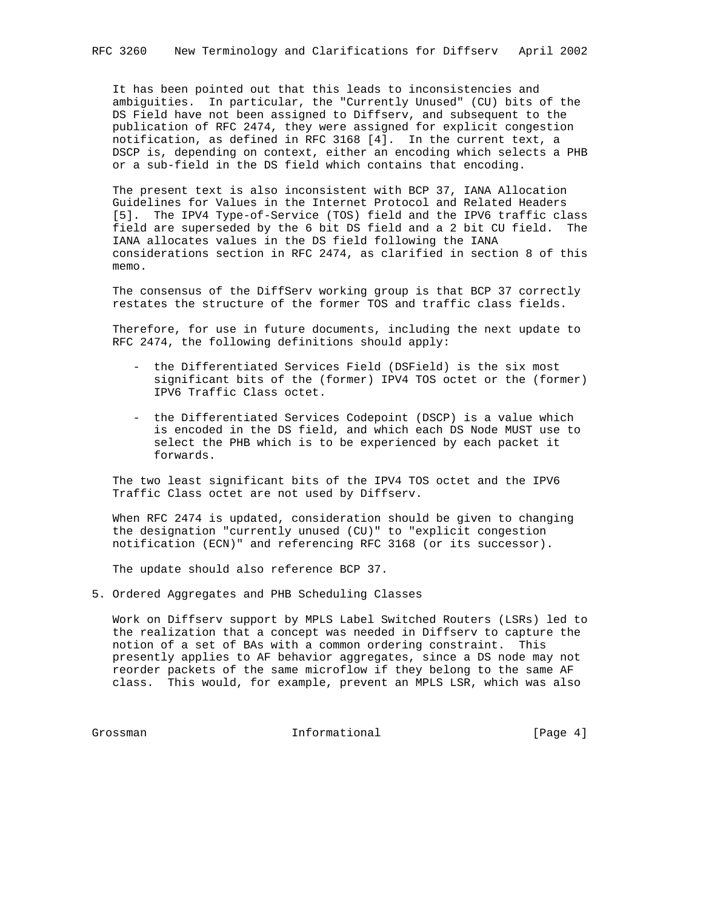It has been pointed out that this leads to inconsistencies and ambiguities. In particular, the "Currently Unused" (CU) bits of the DS Field have not been assigned to Diffserv, and subsequent to the publication of RFC 2474, they were assigned for explicit congestion notification, as defined in RFC 3168 [4]. In the current text, a DSCP is, depending on context, either an encoding which selects a PHB or a sub-field in the DS field which contains that encoding.

The present text is also inconsistent with BCP 37, IANA Allocation Guidelines for Values in the Internet Protocol and Related Headers [5]. The IPV4 Type-of-Service (TOS) field and the IPV6 traffic class field are superseded by the 6 bit DS field and a 2 bit CU field. The IANA allocates values in the DS field following the IANA considerations section in RFC 2474, as clarified in section 8 of this memo.

The consensus of the DiffServ working group is that BCP 37 correctly restates the structure of the former TOS and traffic class fields.

Therefore, for use in future documents, including the next update to RFC 2474, the following definitions should apply:

- the Differentiated Services Field (DSField) is the six most significant bits of the (former) IPV4 TOS octet or the (former) IPV6 Traffic Class octet.

- the Differentiated Services Codepoint (DSCP) is a value which is encoded in the DS field, and which each DS Node MUST use to select the PHB which is to be experienced by each packet it forwards.

The two least significant bits of the IPV4 TOS octet and the IPV6 Traffic Class octet are not used by Diffserv.

When RFC 2474 is updated, consideration should be given to changing the designation "currently unused (CU)" to "explicit congestion notification (ECN)" and referencing RFC 3168 (or its successor).

The update should also reference BCP 37.

## 5. Ordered Aggregates and PHB Scheduling Classes

Work on Diffserv support by MPLS Label Switched Routers (LSRs) led to the realization that a concept was needed in Diffserv to capture the notion of a set of BAs with a common ordering constraint. This presently applies to AF behavior aggregates, since a DS node may not reorder packets of the same microflow if they belong to the same AF class. This would, for example, prevent an MPLS LSR, which was also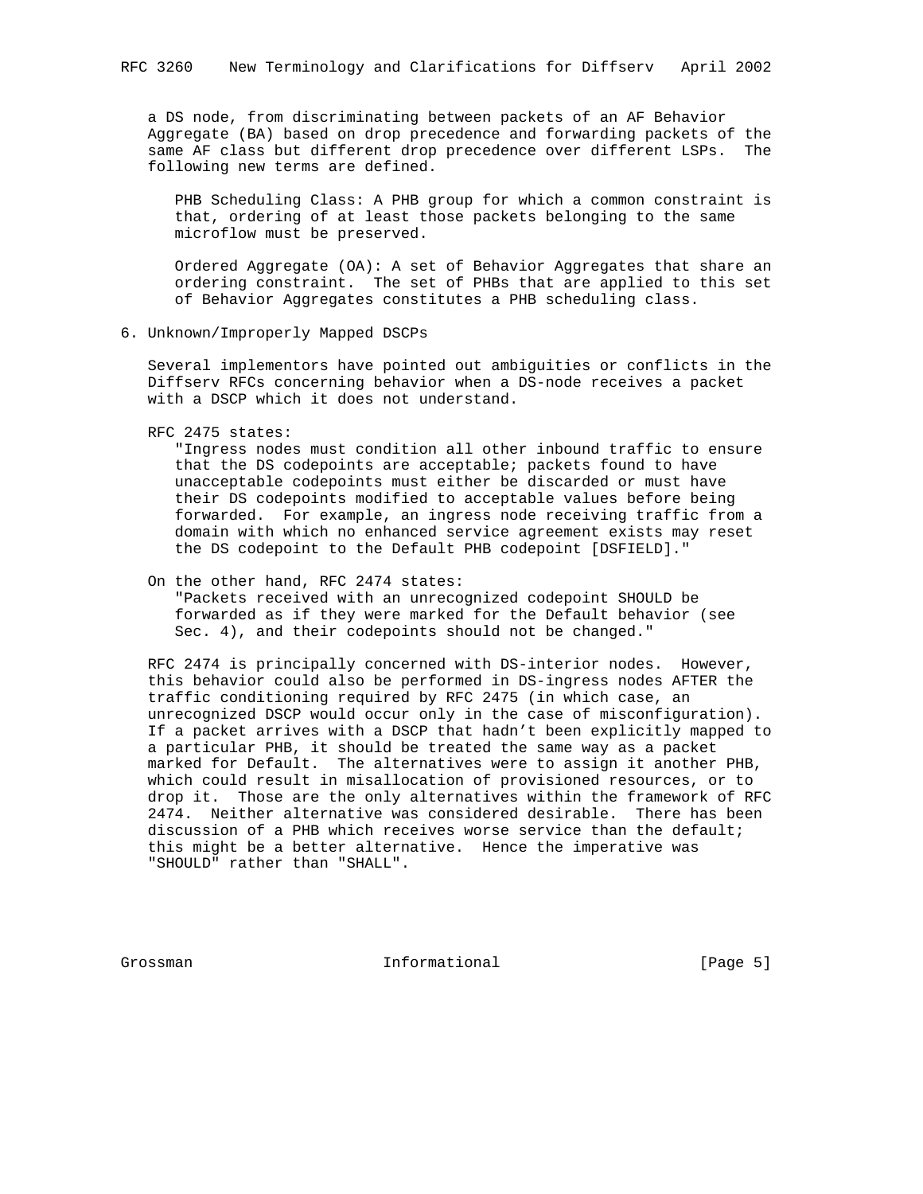a DS node, from discriminating between packets of an AF Behavior Aggregate (BA) based on drop precedence and forwarding packets of the same AF class but different drop precedence over different LSPs. The following new terms are defined.

PHB Scheduling Class: A PHB group for which a common constraint is that, ordering of at least those packets belonging to the same microflow must be preserved.

Ordered Aggregate (OA): A set of Behavior Aggregates that share an ordering constraint. The set of PHBs that are applied to this set of Behavior Aggregates constitutes a PHB scheduling class.

## 6. Unknown/Improperly Mapped DSCPs

Several implementors have pointed out ambiguities or conflicts in the Diffserv RFCs concerning behavior when a DS-node receives a packet with a DSCP which it does not understand.

RFC 2475 states:

> "Ingress nodes must condition all other inbound traffic to ensure that the DS codepoints are acceptable; packets found to have unacceptable codepoints must either be discarded or must have their DS codepoints modified to acceptable values before being forwarded. For example, an ingress node receiving traffic from a domain with which no enhanced service agreement exists may reset the DS codepoint to the Default PHB codepoint [DSFIELD]."

On the other hand, RFC 2474 states:

> "Packets received with an unrecognized codepoint SHOULD be forwarded as if they were marked for the Default behavior (see Sec. 4), and their codepoints should not be changed."

RFC 2474 is principally concerned with DS-interior nodes. However, this behavior could also be performed in DS-ingress nodes AFTER the traffic conditioning required by RFC 2475 (in which case, an unrecognized DSCP would occur only in the case of misconfiguration). If a packet arrives with a DSCP that hadn't been explicitly mapped to a particular PHB, it should be treated the same way as a packet marked for Default. The alternatives were to assign it another PHB, which could result in misallocation of provisioned resources, or to drop it. Those are the only alternatives within the framework of RFC 2474. Neither alternative was considered desirable. There has been discussion of a PHB which receives worse service than the default; this might be a better alternative. Hence the imperative was "SHOULD" rather than "SHALL".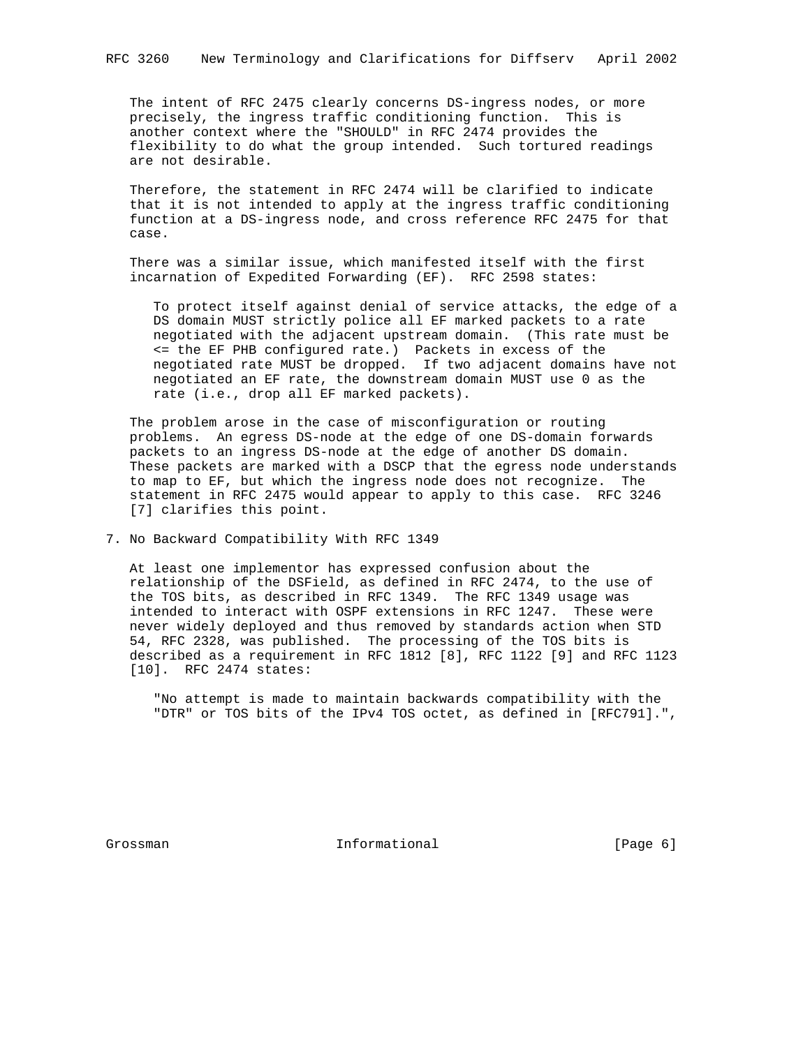The intent of RFC 2475 clearly concerns DS-ingress nodes, or more precisely, the ingress traffic conditioning function. This is another context where the "SHOULD" in RFC 2474 provides the flexibility to do what the group intended. Such tortured readings are not desirable.

Therefore, the statement in RFC 2474 will be clarified to indicate that it is not intended to apply at the ingress traffic conditioning function at a DS-ingress node, and cross reference RFC 2475 for that case.

There was a similar issue, which manifested itself with the first incarnation of Expedited Forwarding (EF). RFC 2598 states:

> To protect itself against denial of service attacks, the edge of a DS domain MUST strictly police all EF marked packets to a rate negotiated with the adjacent upstream domain. (This rate must be <= the EF PHB configured rate.) Packets in excess of the negotiated rate MUST be dropped. If two adjacent domains have not negotiated an EF rate, the downstream domain MUST use 0 as the rate (i.e., drop all EF marked packets).

The problem arose in the case of misconfiguration or routing problems. An egress DS-node at the edge of one DS-domain forwards packets to an ingress DS-node at the edge of another DS domain. These packets are marked with a DSCP that the egress node understands to map to EF, but which the ingress node does not recognize. The statement in RFC 2475 would appear to apply to this case. RFC 3246 [7] clarifies this point.

## 7. No Backward Compatibility With RFC 1349

At least one implementor has expressed confusion about the relationship of the DSField, as defined in RFC 2474, to the use of the TOS bits, as described in RFC 1349. The RFC 1349 usage was intended to interact with OSPF extensions in RFC 1247. These were never widely deployed and thus removed by standards action when STD 54, RFC 2328, was published. The processing of the TOS bits is described as a requirement in RFC 1812 [8], RFC 1122 [9] and RFC 1123 [10]. RFC 2474 states:

> "No attempt is made to maintain backwards compatibility with the "DTR" or TOS bits of the IPv4 TOS octet, as defined in [RFC791].",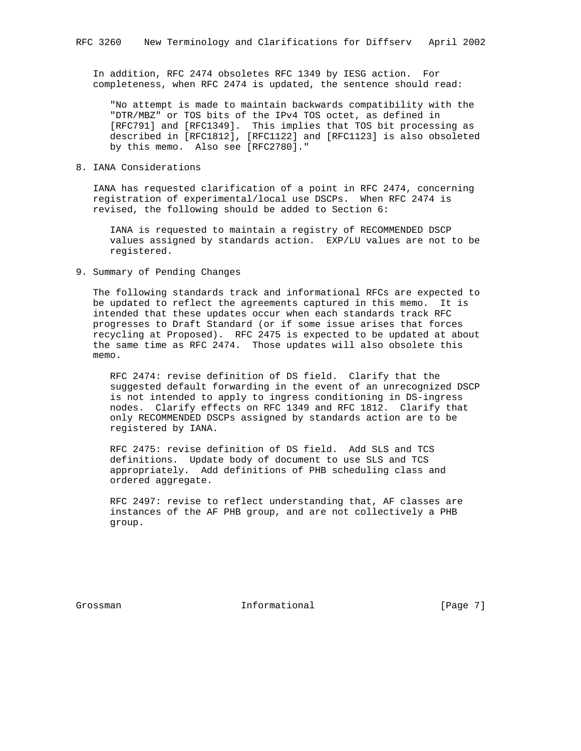In addition, RFC 2474 obsoletes RFC 1349 by IESG action. For completeness, when RFC 2474 is updated, the sentence should read:

> "No attempt is made to maintain backwards compatibility with the "DTR/MBZ" or TOS bits of the IPv4 TOS octet, as defined in [RFC791] and [RFC1349]. This implies that TOS bit processing as described in [RFC1812], [RFC1122] and [RFC1123] is also obsoleted by this memo. Also see [RFC2780]."

## 8. IANA Considerations

IANA has requested clarification of a point in RFC 2474, concerning registration of experimental/local use DSCPs. When RFC 2474 is revised, the following should be added to Section 6:

> IANA is requested to maintain a registry of RECOMMENDED DSCP values assigned by standards action. EXP/LU values are not to be registered.

## 9. Summary of Pending Changes

The following standards track and informational RFCs are expected to be updated to reflect the agreements captured in this memo. It is intended that these updates occur when each standards track RFC progresses to Draft Standard (or if some issue arises that forces recycling at Proposed). RFC 2475 is expected to be updated at about the same time as RFC 2474. Those updates will also obsolete this memo.

RFC 2474: revise definition of DS field. Clarify that the suggested default forwarding in the event of an unrecognized DSCP is not intended to apply to ingress conditioning in DS-ingress nodes. Clarify effects on RFC 1349 and RFC 1812. Clarify that only RECOMMENDED DSCPs assigned by standards action are to be registered by IANA.

RFC 2475: revise definition of DS field. Add SLS and TCS definitions. Update body of document to use SLS and TCS appropriately. Add definitions of PHB scheduling class and ordered aggregate.

RFC 2497: revise to reflect understanding that, AF classes are instances of the AF PHB group, and are not collectively a PHB group.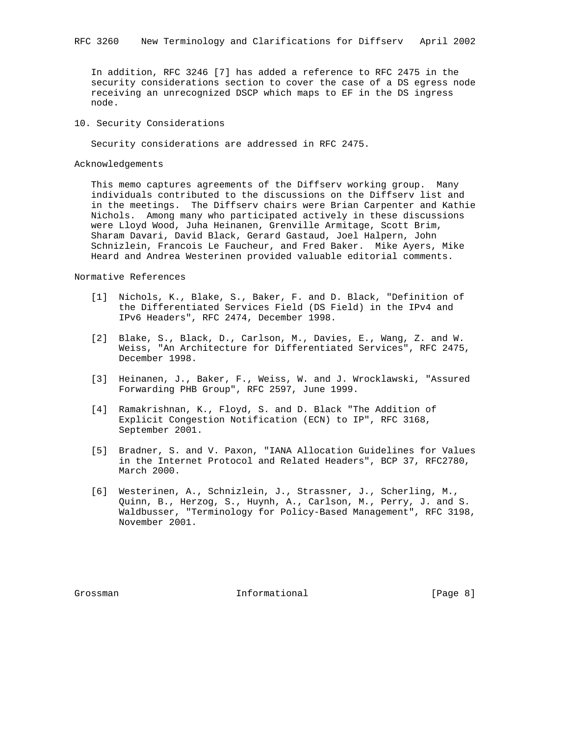In addition, RFC 3246 [7] has added a reference to RFC 2475 in the security considerations section to cover the case of a DS egress node receiving an unrecognized DSCP which maps to EF in the DS ingress node.

## 10. Security Considerations

Security considerations are addressed in RFC 2475.

## Acknowledgements

This memo captures agreements of the Diffserv working group. Many individuals contributed to the discussions on the Diffserv list and in the meetings. The Diffserv chairs were Brian Carpenter and Kathie Nichols. Among many who participated actively in these discussions were Lloyd Wood, Juha Heinanen, Grenville Armitage, Scott Brim, Sharam Davari, David Black, Gerard Gastaud, Joel Halpern, John Schnizlein, Francois Le Faucheur, and Fred Baker. Mike Ayers, Mike Heard and Andrea Westerinen provided valuable editorial comments.

## Normative References

[1] Nichols, K., Blake, S., Baker, F. and D. Black, "Definition of the Differentiated Services Field (DS Field) in the IPv4 and IPv6 Headers", RFC 2474, December 1998.

[2] Blake, S., Black, D., Carlson, M., Davies, E., Wang, Z. and W. Weiss, "An Architecture for Differentiated Services", RFC 2475, December 1998.

[3] Heinanen, J., Baker, F., Weiss, W. and J. Wrocklawski, "Assured Forwarding PHB Group", RFC 2597, June 1999.

[4] Ramakrishnan, K., Floyd, S. and D. Black "The Addition of Explicit Congestion Notification (ECN) to IP", RFC 3168, September 2001.

[5] Bradner, S. and V. Paxon, "IANA Allocation Guidelines for Values in the Internet Protocol and Related Headers", BCP 37, RFC2780, March 2000.

[6] Westerinen, A., Schnizlein, J., Strassner, J., Scherling, M., Quinn, B., Herzog, S., Huynh, A., Carlson, M., Perry, J. and S. Waldbusser, "Terminology for Policy-Based Management", RFC 3198, November 2001.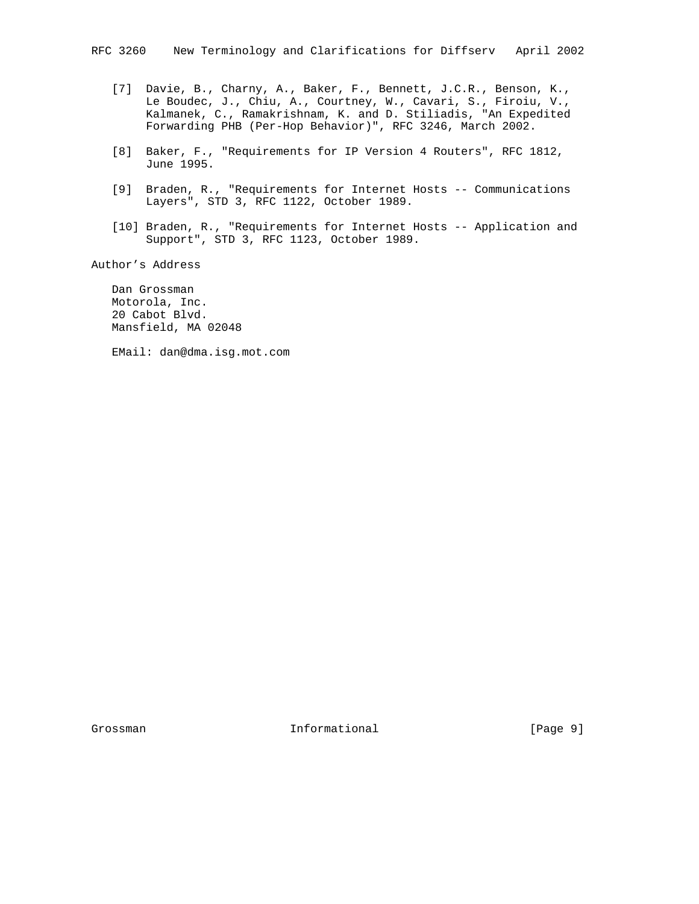[7] Davie, B., Charny, A., Baker, F., Bennett, J.C.R., Benson, K., Le Boudec, J., Chiu, A., Courtney, W., Cavari, S., Firoiu, V., Kalmanek, C., Ramakrishnam, K. and D. Stiliadis, "An Expedited Forwarding PHB (Per-Hop Behavior)", RFC 3246, March 2002.

[8] Baker, F., "Requirements for IP Version 4 Routers", RFC 1812, June 1995.

[9] Braden, R., "Requirements for Internet Hosts -- Communications Layers", STD 3, RFC 1122, October 1989.

[10] Braden, R., "Requirements for Internet Hosts -- Application and Support", STD 3, RFC 1123, October 1989.

## Author's Address

Dan Grossman
Motorola, Inc.
20 Cabot Blvd.
Mansfield, MA 02048

EMail: dan@dma.isg.mot.com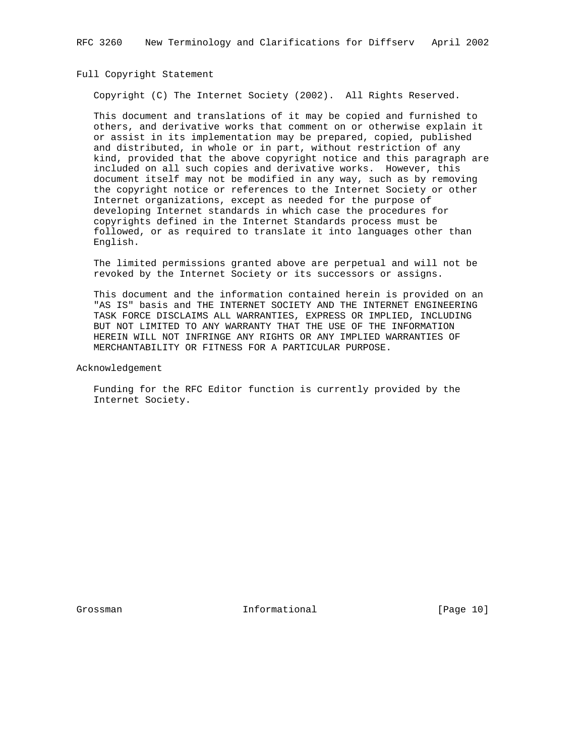## Full Copyright Statement

Copyright (C) The Internet Society (2002). All Rights Reserved.

This document and translations of it may be copied and furnished to others, and derivative works that comment on or otherwise explain it or assist in its implementation may be prepared, copied, published and distributed, in whole or in part, without restriction of any kind, provided that the above copyright notice and this paragraph are included on all such copies and derivative works. However, this document itself may not be modified in any way, such as by removing the copyright notice or references to the Internet Society or other Internet organizations, except as needed for the purpose of developing Internet standards in which case the procedures for copyrights defined in the Internet Standards process must be followed, or as required to translate it into languages other than English.

The limited permissions granted above are perpetual and will not be revoked by the Internet Society or its successors or assigns.

This document and the information contained herein is provided on an "AS IS" basis and THE INTERNET SOCIETY AND THE INTERNET ENGINEERING TASK FORCE DISCLAIMS ALL WARRANTIES, EXPRESS OR IMPLIED, INCLUDING BUT NOT LIMITED TO ANY WARRANTY THAT THE USE OF THE INFORMATION HEREIN WILL NOT INFRINGE ANY RIGHTS OR ANY IMPLIED WARRANTIES OF MERCHANTABILITY OR FITNESS FOR A PARTICULAR PURPOSE.

## Acknowledgement

Funding for the RFC Editor function is currently provided by the Internet Society.